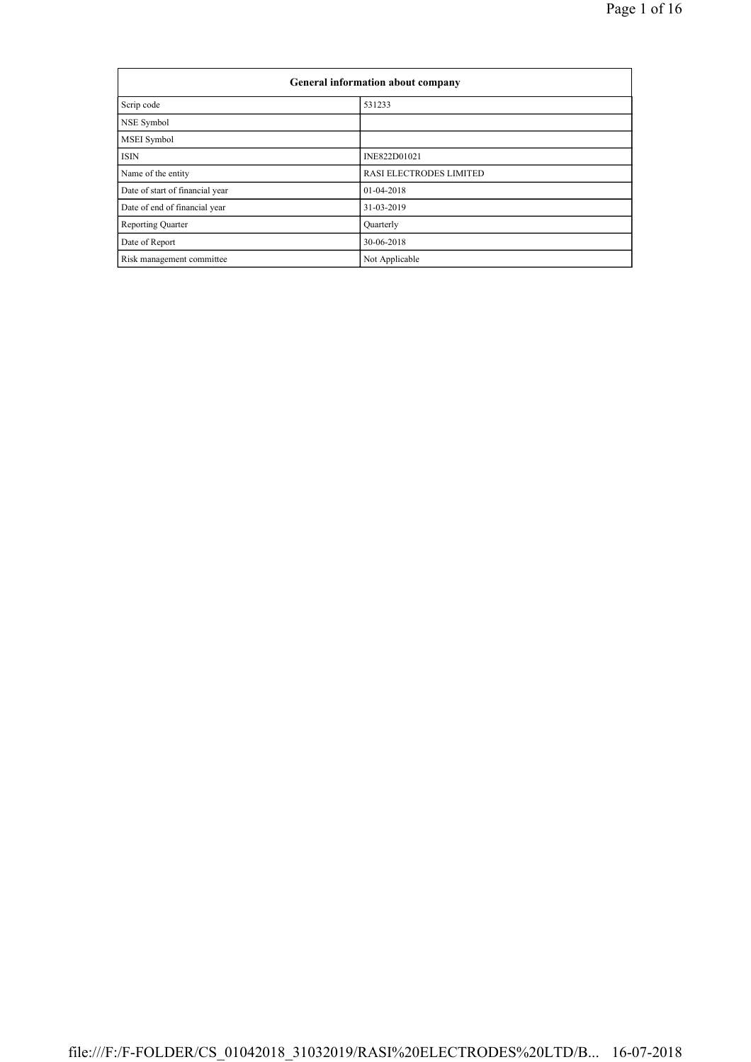| General information about company | |
|---|---|
| Scrip code | 531233 |
| NSE Symbol | |
| MSEI Symbol | |
| ISIN | INE822D01021 |
| Name of the entity | RASI ELECTRODES LIMITED |
| Date of start of financial year | 01-04-2018 |
| Date of end of financial year | 31-03-2019 |
| Reporting Quarter | Quarterly |
| Date of Report | 30-06-2018 |
| Risk management committee | Not Applicable |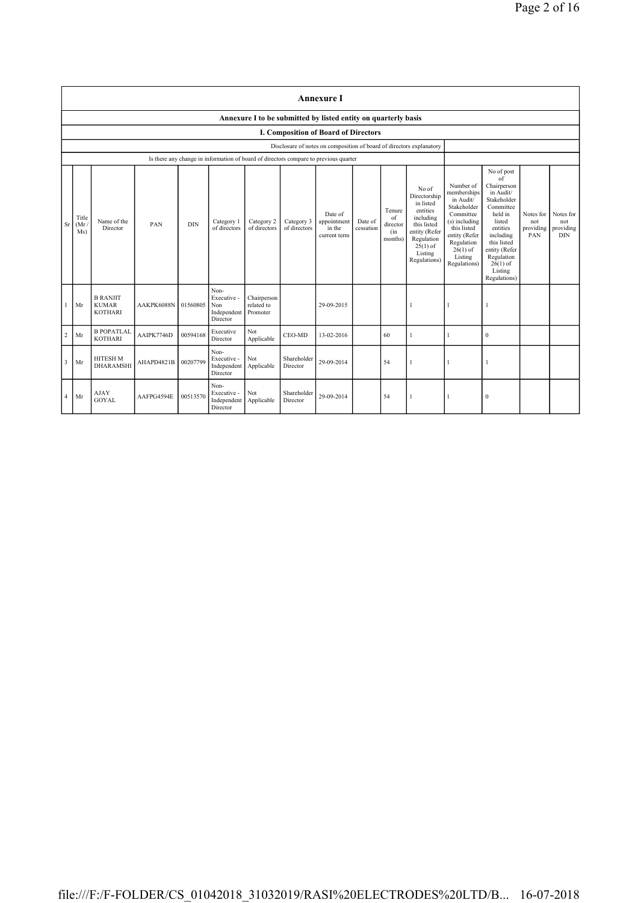# Annexure I

## Annexure I to be submitted by listed entity on quarterly basis

### I. Composition of Board of Directors

Disclosure of notes on composition of board of directors explanatory

Is there any change in information of board of directors compare to previous quarter

| Sr | Title (Mr / Ms) | Name of the Director | PAN | DIN | Category 1 of directors | Category 2 of directors | Category 3 of directors | Date of appointment in the current term | Date of cessation | Tenure of director (in months) | No of Directorship in listed entities including this listed entity (Refer Regulation 25(1) of Listing Regulations) | Number of memberships in Audit/ Stakeholder Committee (s) including this listed entity (Refer Regulation 26(1) of Listing Regulations) | No of post of Chairperson in Audit/ Stakeholder Committee held in listed entities including this listed entity (Refer Regulation 26(1) of Listing Regulations) | Notes for not providing PAN | Notes for not providing DIN |
|---|---|---|---|---|---|---|---|---|---|---|---|---|---|---|---|
| 1 | Mr | B RANJIT KUMAR KOTHARI | AAKPK6088N | 01560805 | Non-Executive - Non Independent Director | Chairperson related to Promoter | | 29-09-2015 | | | 1 | 1 | 1 | | |
| 2 | Mr | B POPATLAL KOTHARI | AAIPK7746D | 00594168 | Executive Director | Not Applicable | CEO-MD | 13-02-2016 | | 60 | 1 | 1 | 0 | | |
| 3 | Mr | HITESH M DHARAMSHI | AHAPD4821B | 00207799 | Non-Executive - Independent Director | Not Applicable | Shareholder Director | 29-09-2014 | | 54 | 1 | 1 | 1 | | |
| 4 | Mr | AJAY GOYAL | AAFPG4594E | 00513570 | Non-Executive - Independent Director | Not Applicable | Shareholder Director | 29-09-2014 | | 54 | 1 | 1 | 0 | | |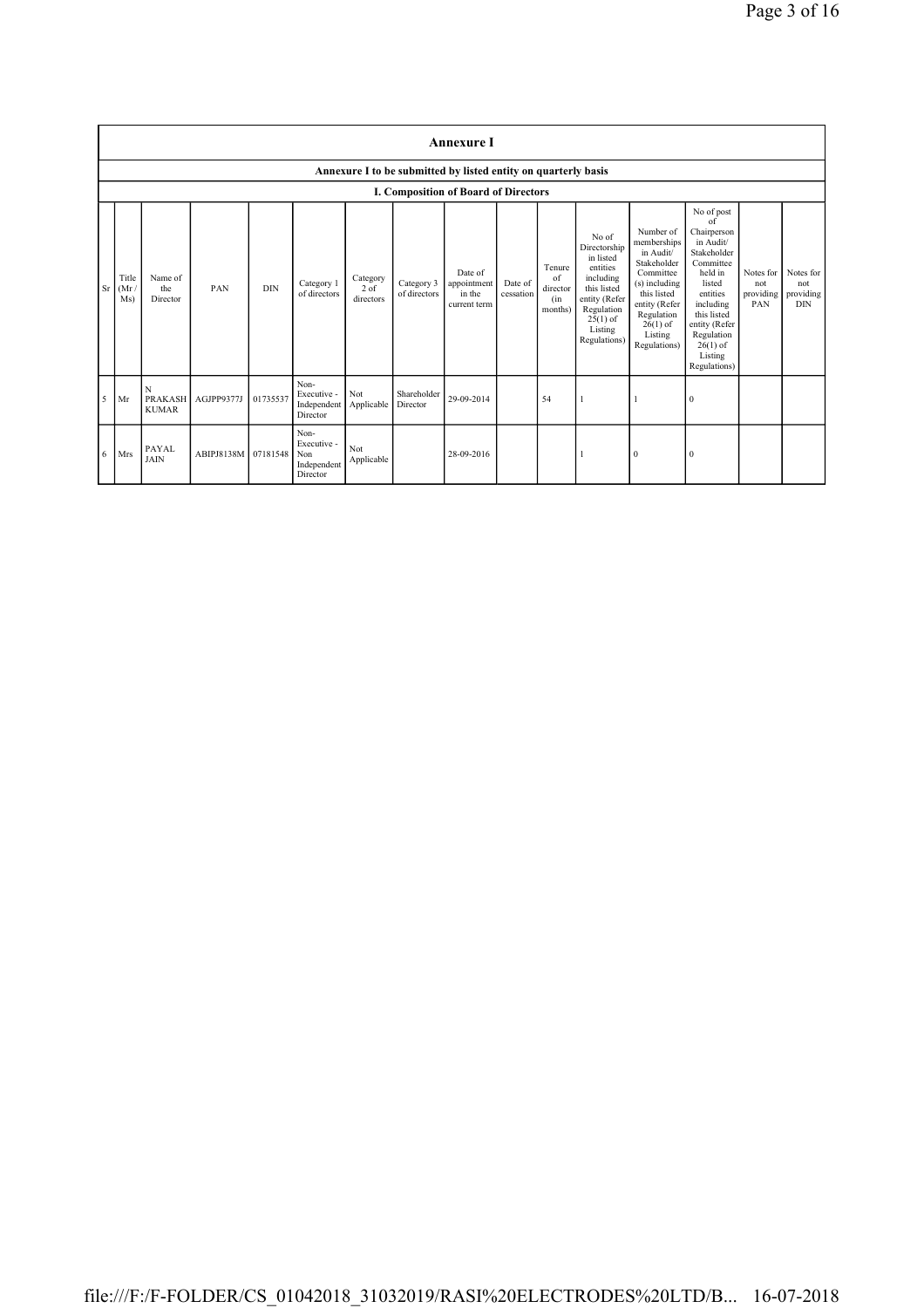## Annexure I

### Annexure I to be submitted by listed entity on quarterly basis

### I. Composition of Board of Directors

| Sr | Title (Mr / Ms) | Name of the Director | PAN | DIN | Category 1 of directors | Category 2 of directors | Category 3 of directors | Date of appointment in the current term | Date of cessation | Tenure of director (in months) | No of Directorship in listed entities including this listed entity (Refer Regulation 25(1) of Listing Regulations) | Number of memberships in Audit/ Stakeholder Committee (s) including this listed entity (Refer Regulation 26(1) of Listing Regulations) | No of post of Chairperson in Audit/ Stakeholder Committee held in listed entities including this listed entity (Refer Regulation 26(1) of Listing Regulations) | Notes for not providing PAN | Notes for not providing DIN |
|---|---|---|---|---|---|---|---|---|---|---|---|---|---|---|---|
| 5 | Mr | N PRAKASH KUMAR | AGJPP9377J | 01735537 | Non-Executive - Independent Director | Not Applicable | Shareholder Director | 29-09-2014 | | 54 | 1 | 1 | 0 | | |
| 6 | Mrs | PAYAL JAIN | ABIPJ8138M | 07181548 | Non-Executive - Non Independent Director | Not Applicable | | 28-09-2016 | | | 1 | 0 | 0 | | |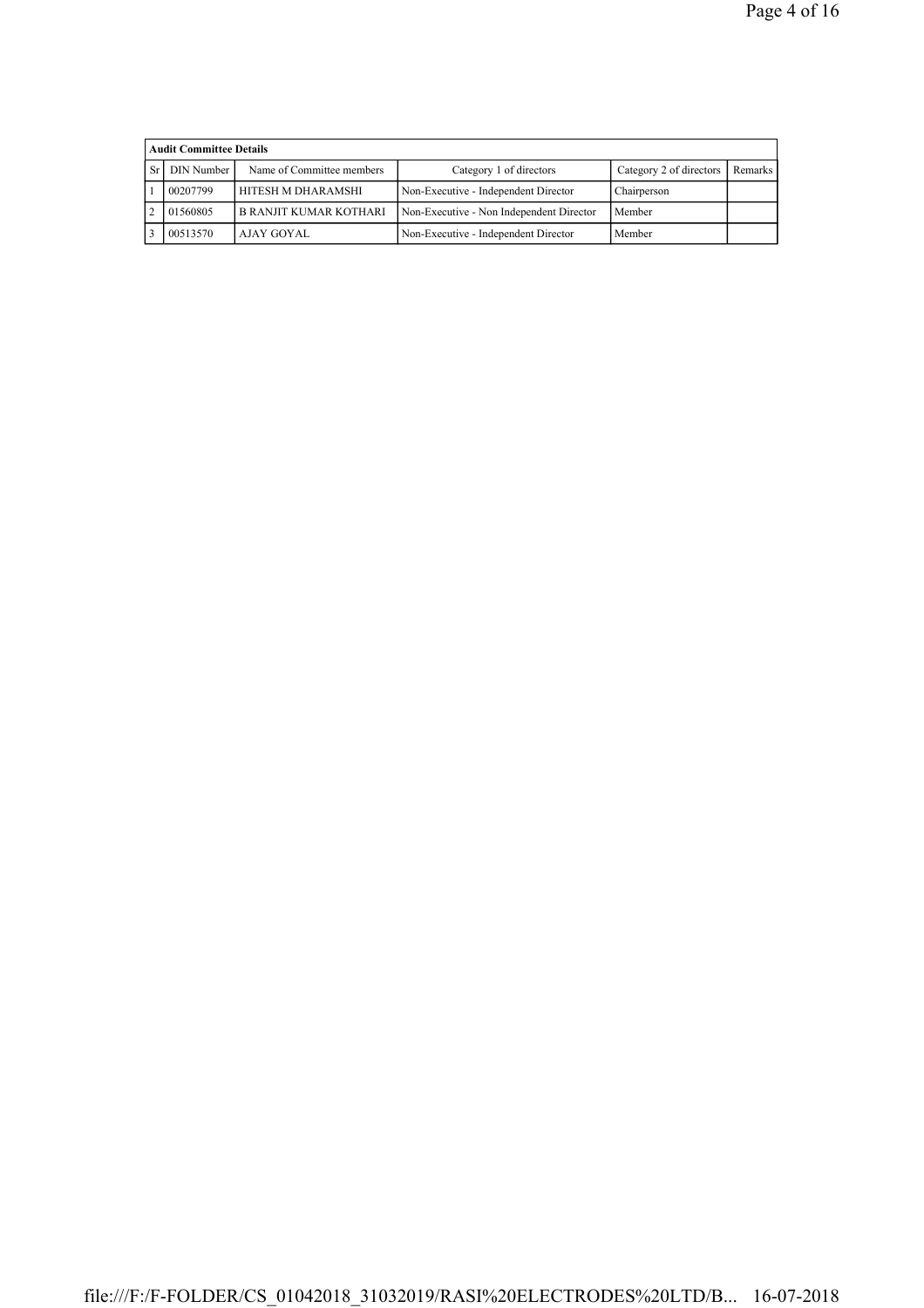| Audit Committee Details | | | | | |
|---|---|---|---|---|---|
| Sr | DIN Number | Name of Committee members | Category 1 of directors | Category 2 of directors | Remarks |
| 1 | 00207799 | HITESH M DHARAMSHI | Non-Executive - Independent Director | Chairperson | |
| 2 | 01560805 | B RANJIT KUMAR KOTHARI | Non-Executive - Non Independent Director | Member | |
| 3 | 00513570 | AJAY GOYAL | Non-Executive - Independent Director | Member | |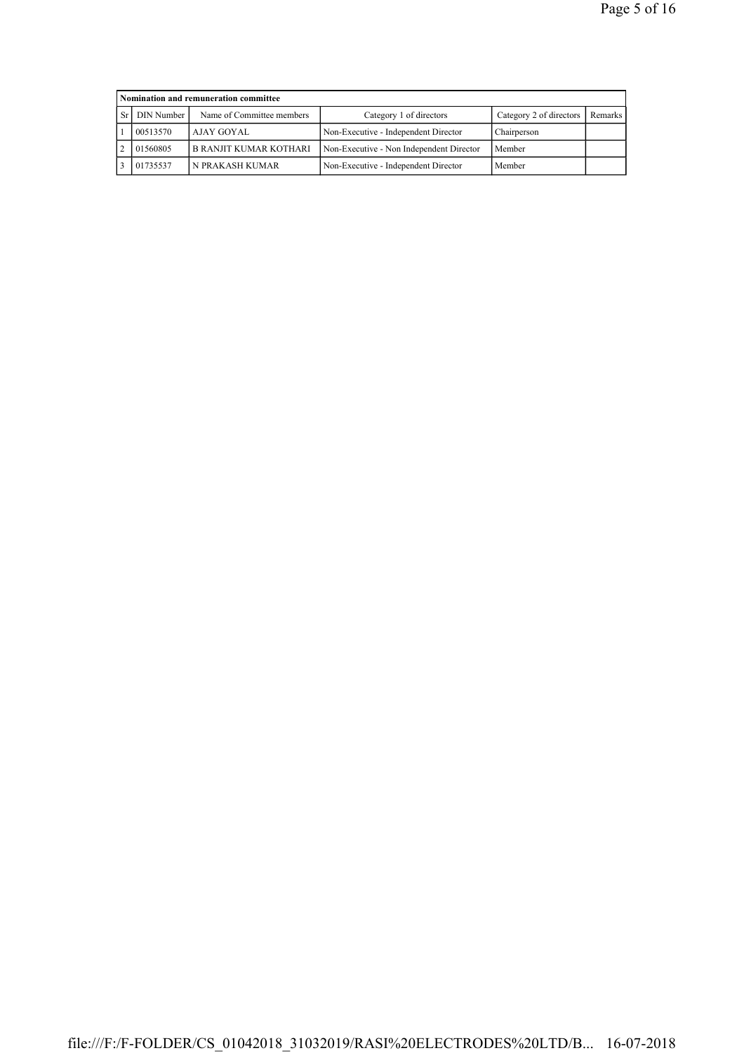| Nomination and remuneration committee | | | | | |
|---|---|---|---|---|---|
| Sr | DIN Number | Name of Committee members | Category 1 of directors | Category 2 of directors | Remarks |
| 1 | 00513570 | AJAY GOYAL | Non-Executive - Independent Director | Chairperson | |
| 2 | 01560805 | B RANJIT KUMAR KOTHARI | Non-Executive - Non Independent Director | Member | |
| 3 | 01735537 | N PRAKASH KUMAR | Non-Executive - Independent Director | Member | |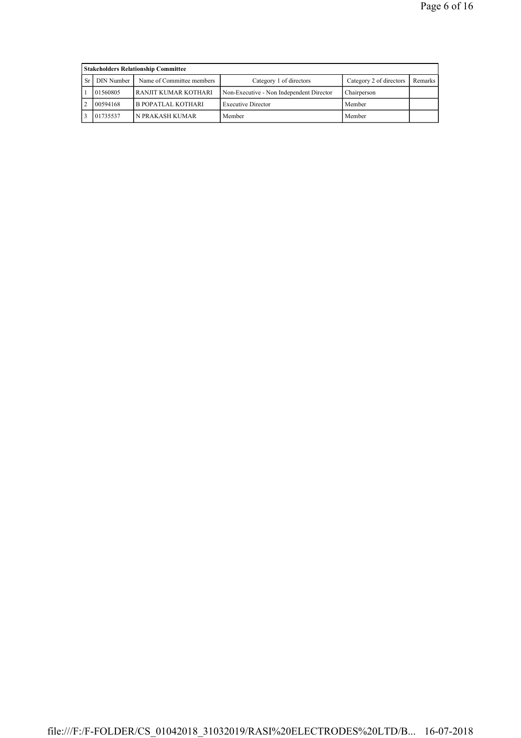| Stakeholders Relationship Committee | | | | | |
|---|---|---|---|---|---|
| Sr | DIN Number | Name of Committee members | Category 1 of directors | Category 2 of directors | Remarks |
| 1 | 01560805 | RANJIT KUMAR KOTHARI | Non-Executive - Non Independent Director | Chairperson | |
| 2 | 00594168 | B POPATLAL KOTHARI | Executive Director | Member | |
| 3 | 01735537 | N PRAKASH KUMAR | Member | Member | |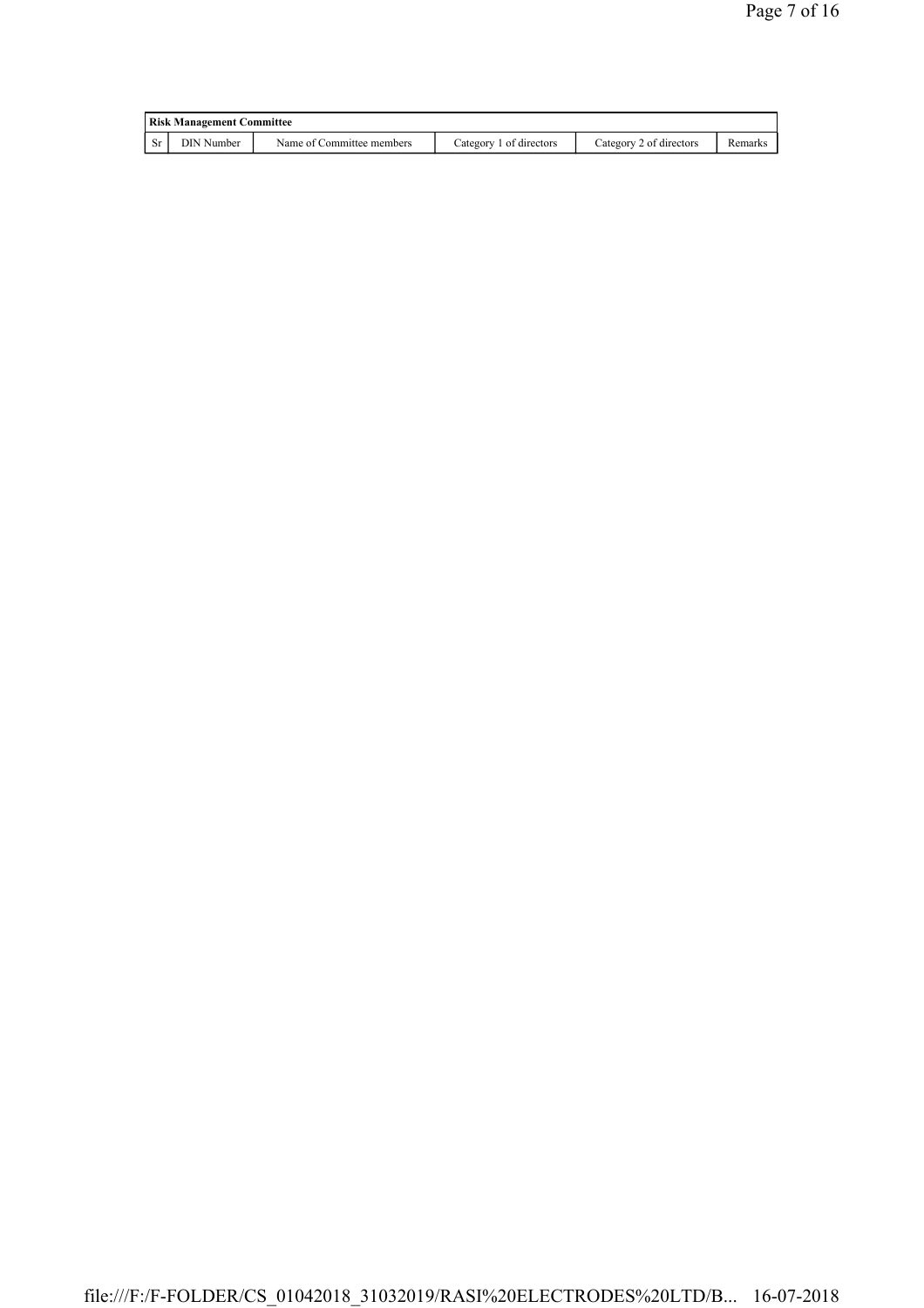| Risk Management Committee | | | | | |
|---|---|---|---|---|---|
| Sr | DIN Number | Name of Committee members | Category 1 of directors | Category 2 of directors | Remarks |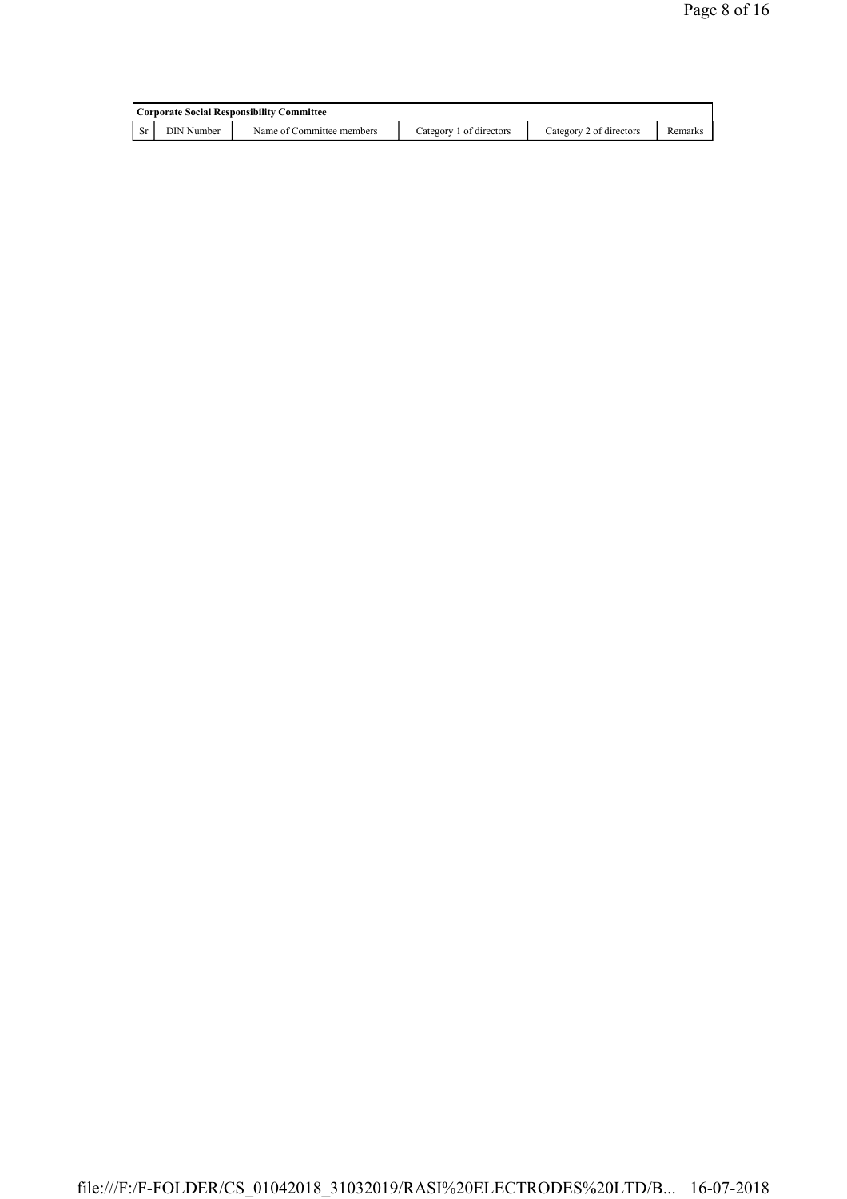| Corporate Social Responsibility Committee | | | | | |
|---|---|---|---|---|---|
| Sr | DIN Number | Name of Committee members | Category 1 of directors | Category 2 of directors | Remarks |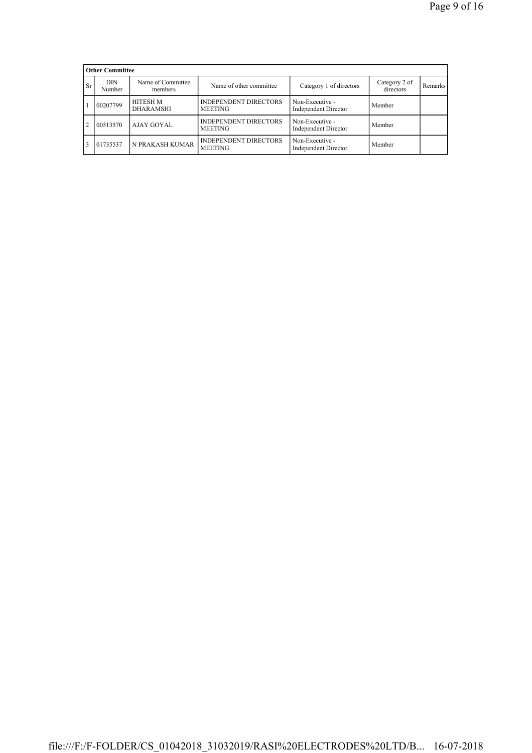| Other Committee | | | | | | |
|---|---|---|---|---|---|---|
| Sr | DIN Number | Name of Committee members | Name of other committee | Category 1 of directors | Category 2 of directors | Remarks |
| 1 | 00207799 | HITESH M DHARAMSHI | INDEPENDENT DIRECTORS MEETING | Non-Executive - Independent Director | Member | |
| 2 | 00513570 | AJAY GOYAL | INDEPENDENT DIRECTORS MEETING | Non-Executive - Independent Director | Member | |
| 3 | 01735537 | N PRAKASH KUMAR | INDEPENDENT DIRECTORS MEETING | Non-Executive - Independent Director | Member | |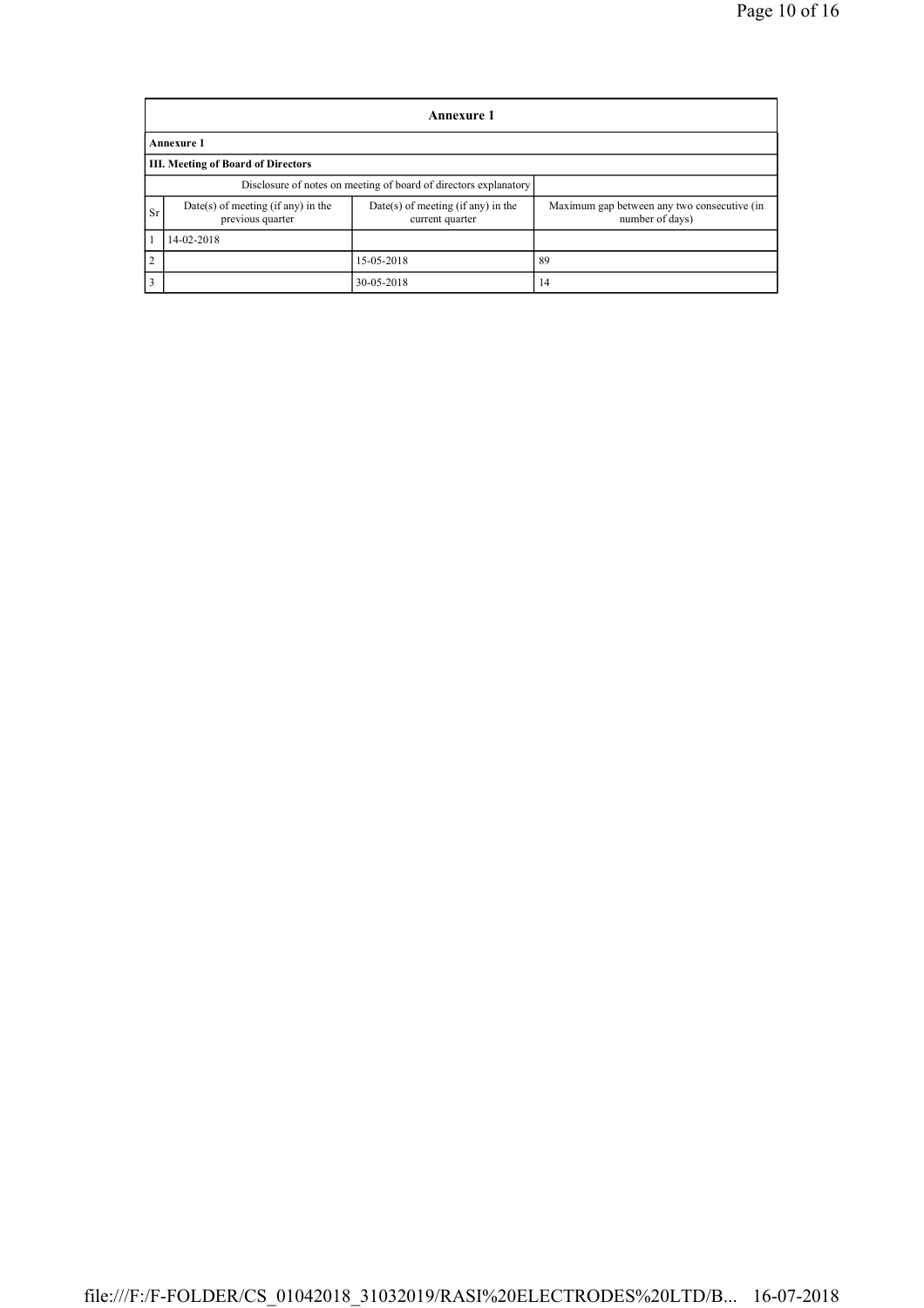| Annexure 1 | | | |
|---|---|---|---|
| **Annexure 1** | | | |
| **III. Meeting of Board of Directors** | | | |
| Disclosure of notes on meeting of board of directors explanatory | | | |
| Sr | Date(s) of meeting (if any) in the previous quarter | Date(s) of meeting (if any) in the current quarter | Maximum gap between any two consecutive (in number of days) |
| 1 | 14-02-2018 | | |
| 2 | | 15-05-2018 | 89 |
| 3 | | 30-05-2018 | 14 |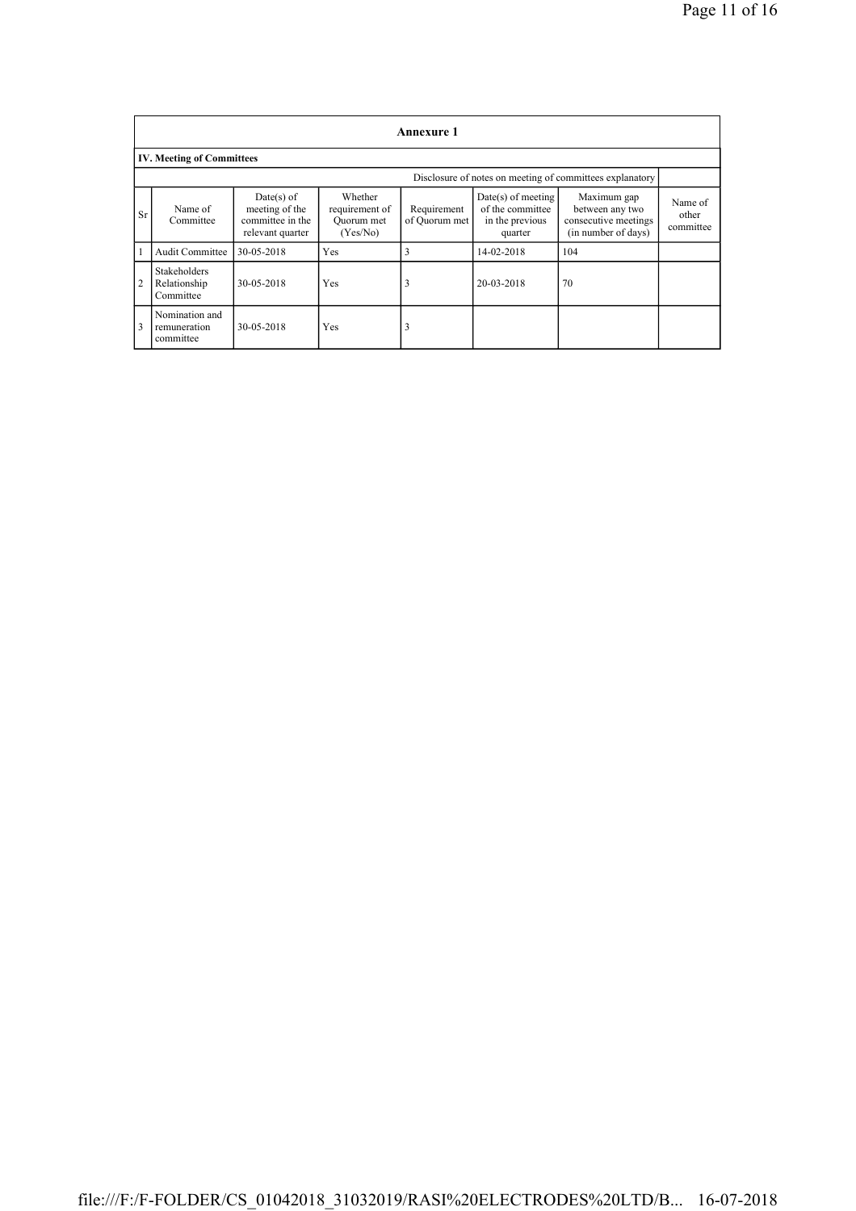| Annexure 1 | | | | | | | |
|---|---|---|---|---|---|---|---|
| **IV. Meeting of Committees** | | | | | | | |
| Disclosure of notes on meeting of committees explanatory | | | | | | | |
| Sr | Name of Committee | Date(s) of meeting of the committee in the relevant quarter | Whether requirement of Quorum met (Yes/No) | Requirement of Quorum met | Date(s) of meeting of the committee in the previous quarter | Maximum gap between any two consecutive meetings (in number of days) | Name of other committee |
| 1 | Audit Committee | 30-05-2018 | Yes | 3 | 14-02-2018 | 104 | |
| 2 | Stakeholders Relationship Committee | 30-05-2018 | Yes | 3 | 20-03-2018 | 70 | |
| 3 | Nomination and remuneration committee | 30-05-2018 | Yes | 3 | | | |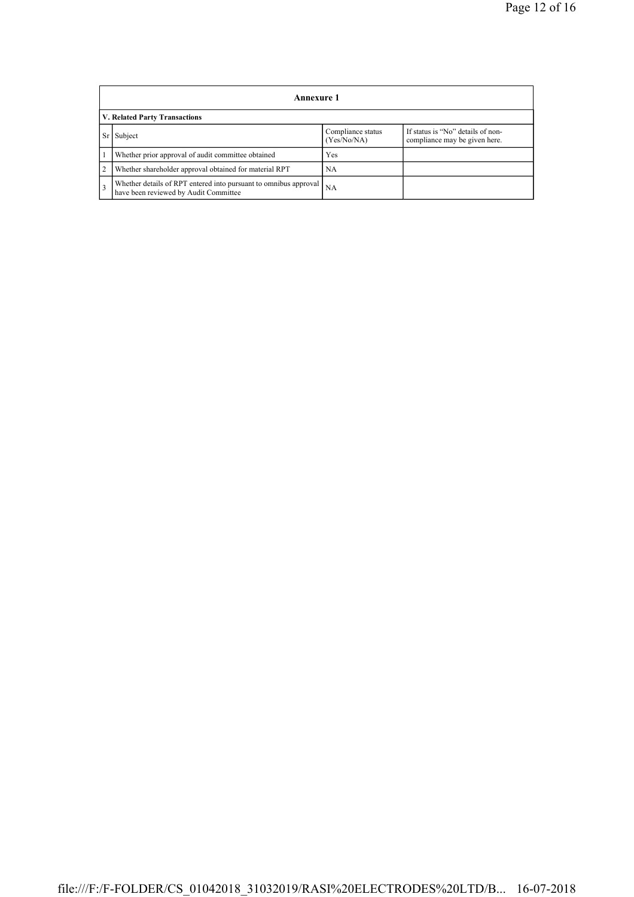| Annexure 1 | | | |
|---|---|---|---|
| **V. Related Party Transactions** | | | |
| Sr | Subject | Compliance status (Yes/No/NA) | If status is "No" details of non-compliance may be given here. |
| 1 | Whether prior approval of audit committee obtained | Yes | |
| 2 | Whether shareholder approval obtained for material RPT | NA | |
| 3 | Whether details of RPT entered into pursuant to omnibus approval have been reviewed by Audit Committee | NA | |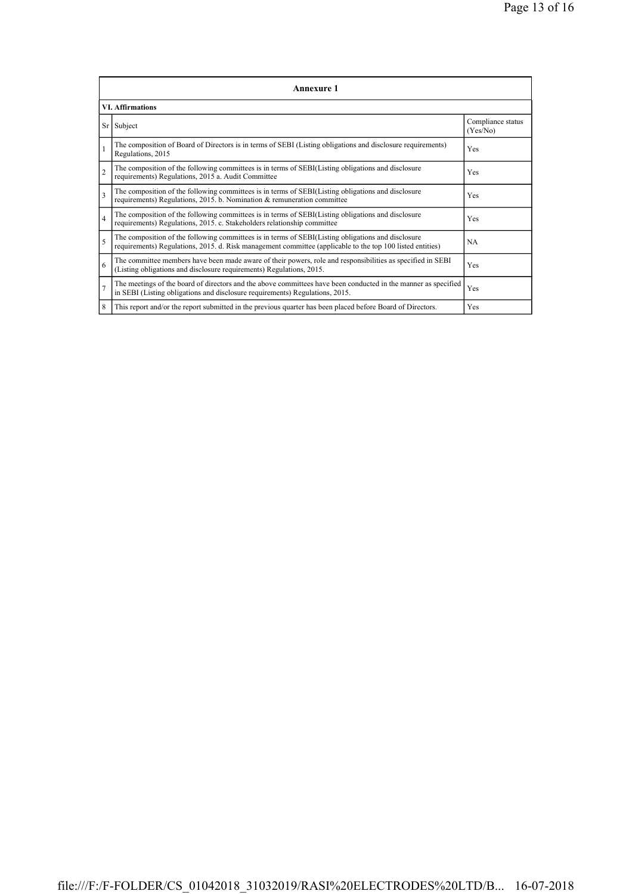| Annexure 1 | | |
|---|---|---|
| **VI. Affirmations** | | |
| Sr | Subject | Compliance status (Yes/No) |
| 1 | The composition of Board of Directors is in terms of SEBI (Listing obligations and disclosure requirements) Regulations, 2015 | Yes |
| 2 | The composition of the following committees is in terms of SEBI(Listing obligations and disclosure requirements) Regulations, 2015 a. Audit Committee | Yes |
| 3 | The composition of the following committees is in terms of SEBI(Listing obligations and disclosure requirements) Regulations, 2015. b. Nomination & remuneration committee | Yes |
| 4 | The composition of the following committees is in terms of SEBI(Listing obligations and disclosure requirements) Regulations, 2015. c. Stakeholders relationship committee | Yes |
| 5 | The composition of the following committees is in terms of SEBI(Listing obligations and disclosure requirements) Regulations, 2015. d. Risk management committee (applicable to the top 100 listed entities) | NA |
| 6 | The committee members have been made aware of their powers, role and responsibilities as specified in SEBI (Listing obligations and disclosure requirements) Regulations, 2015. | Yes |
| 7 | The meetings of the board of directors and the above committees have been conducted in the manner as specified in SEBI (Listing obligations and disclosure requirements) Regulations, 2015. | Yes |
| 8 | This report and/or the report submitted in the previous quarter has been placed before Board of Directors. | Yes |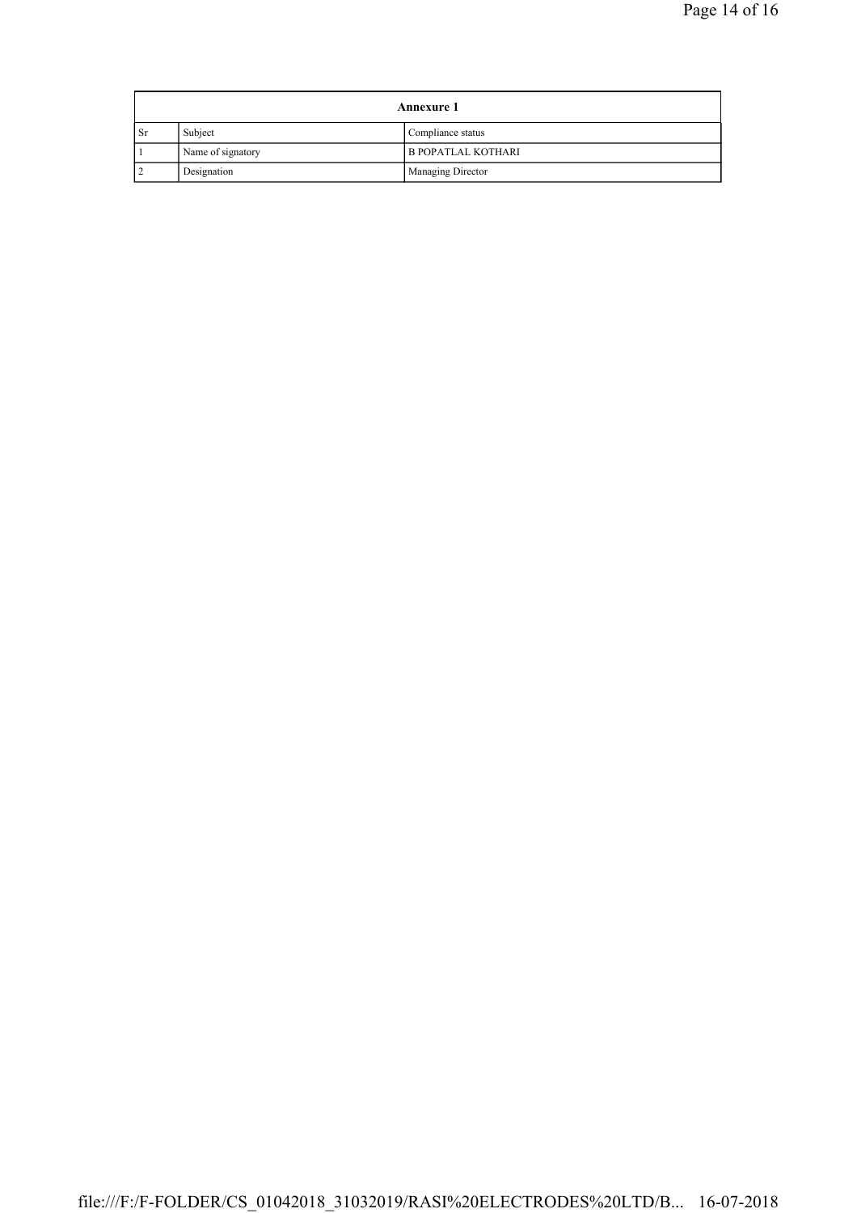| Annexure 1 | | |
|---|---|---|
| Sr | Subject | Compliance status |
| 1 | Name of signatory | B POPATLAL KOTHARI |
| 2 | Designation | Managing Director |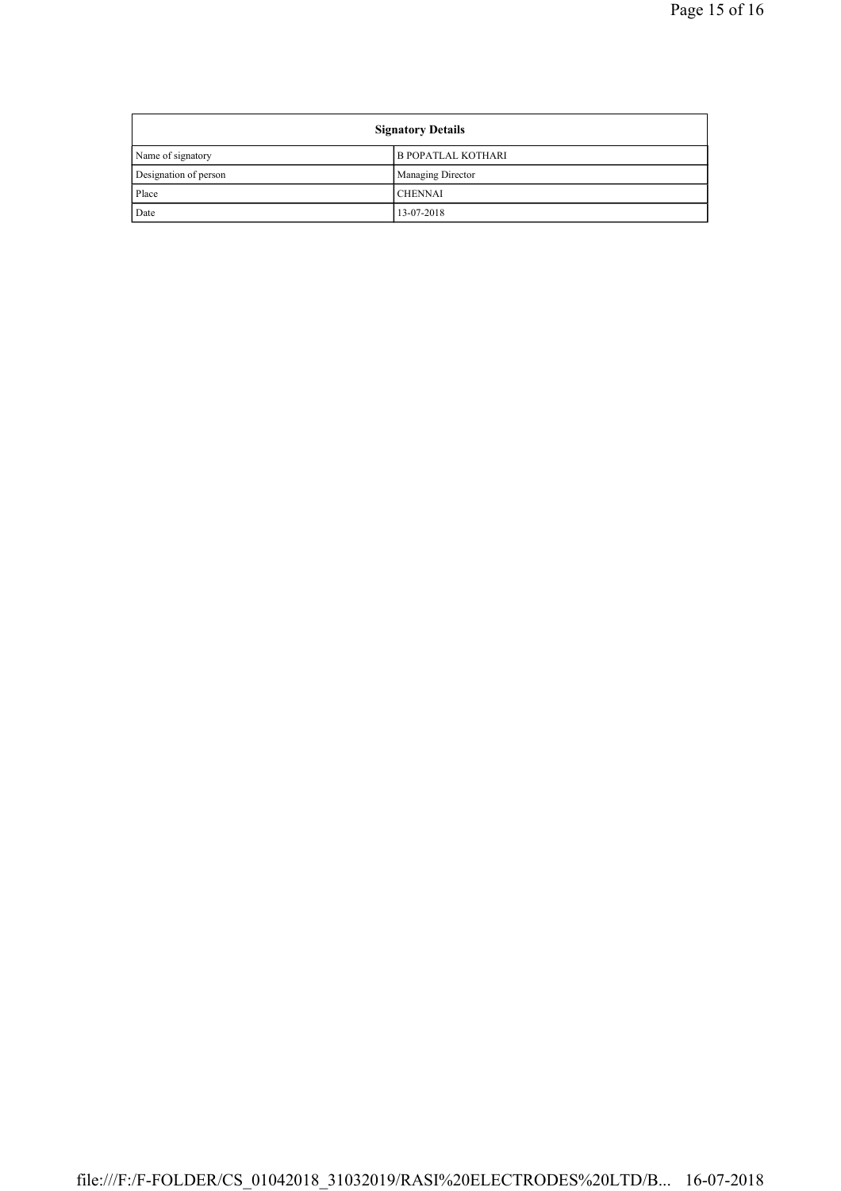| Signatory Details | |
|---|---|
| Name of signatory | B POPATLAL KOTHARI |
| Designation of person | Managing Director |
| Place | CHENNAI |
| Date | 13-07-2018 |